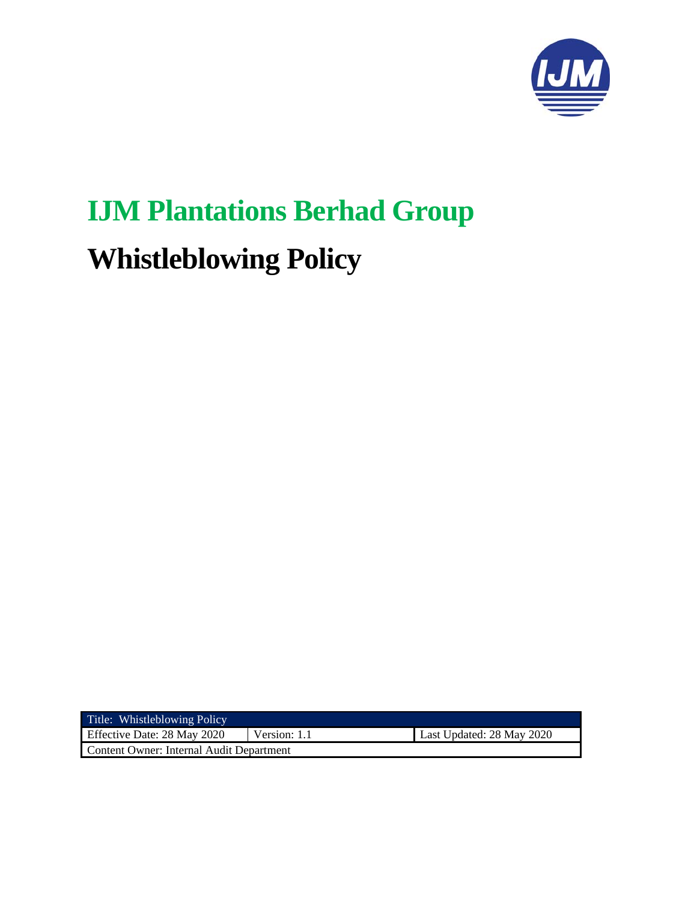# IJM Plantations Berhad Group

# Whistleblowing Policy

| Title: Whistleblowing Policy | | |
| --- | --- | --- |
| Effective Date: 28 May 2020 | Version: 1.1 | Last Updated: 28 May 2020 |
| Content Owner: Internal Audit Department | | |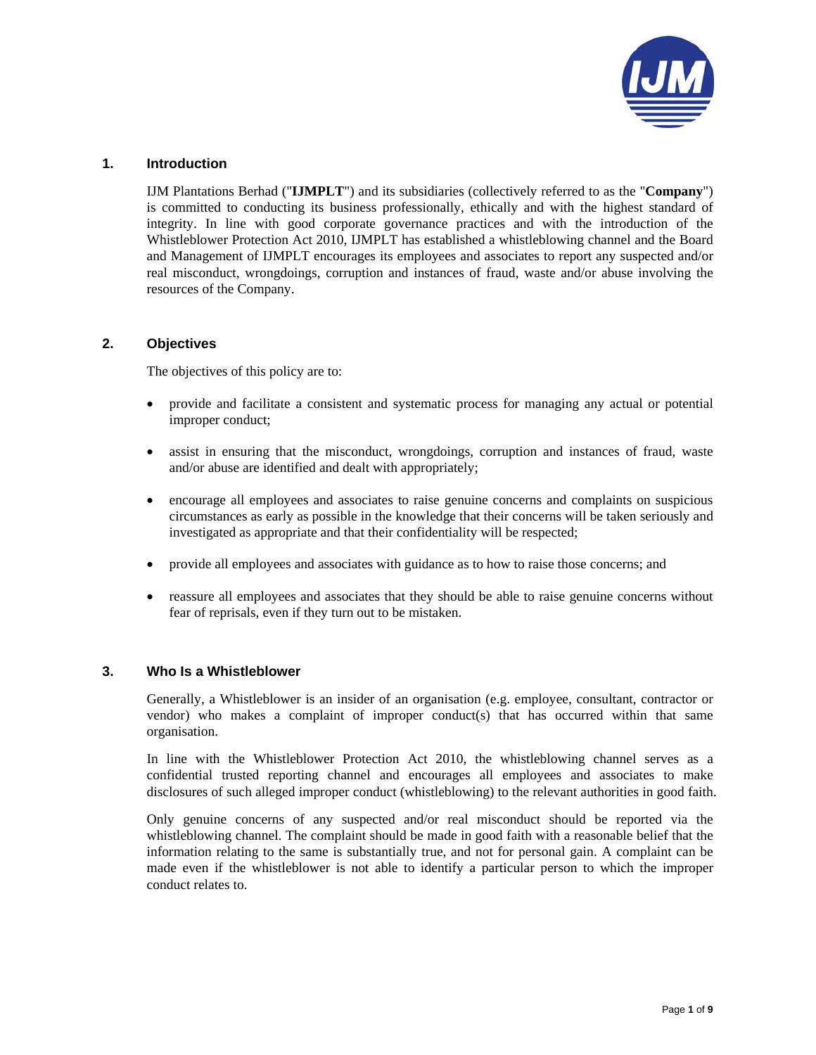## 1. Introduction

IJM Plantations Berhad ("**IJMPLT**") and its subsidiaries (collectively referred to as the "**Company**") is committed to conducting its business professionally, ethically and with the highest standard of integrity. In line with good corporate governance practices and with the introduction of the Whistleblower Protection Act 2010, IJMPLT has established a whistleblowing channel and the Board and Management of IJMPLT encourages its employees and associates to report any suspected and/or real misconduct, wrongdoings, corruption and instances of fraud, waste and/or abuse involving the resources of the Company.

## 2. Objectives

The objectives of this policy are to:

- provide and facilitate a consistent and systematic process for managing any actual or potential improper conduct;
- assist in ensuring that the misconduct, wrongdoings, corruption and instances of fraud, waste and/or abuse are identified and dealt with appropriately;
- encourage all employees and associates to raise genuine concerns and complaints on suspicious circumstances as early as possible in the knowledge that their concerns will be taken seriously and investigated as appropriate and that their confidentiality will be respected;
- provide all employees and associates with guidance as to how to raise those concerns; and
- reassure all employees and associates that they should be able to raise genuine concerns without fear of reprisals, even if they turn out to be mistaken.

## 3. Who Is a Whistleblower

Generally, a Whistleblower is an insider of an organisation (e.g. employee, consultant, contractor or vendor) who makes a complaint of improper conduct(s) that has occurred within that same organisation.

In line with the Whistleblower Protection Act 2010, the whistleblowing channel serves as a confidential trusted reporting channel and encourages all employees and associates to make disclosures of such alleged improper conduct (whistleblowing) to the relevant authorities in good faith.

Only genuine concerns of any suspected and/or real misconduct should be reported via the whistleblowing channel. The complaint should be made in good faith with a reasonable belief that the information relating to the same is substantially true, and not for personal gain. A complaint can be made even if the whistleblower is not able to identify a particular person to which the improper conduct relates to.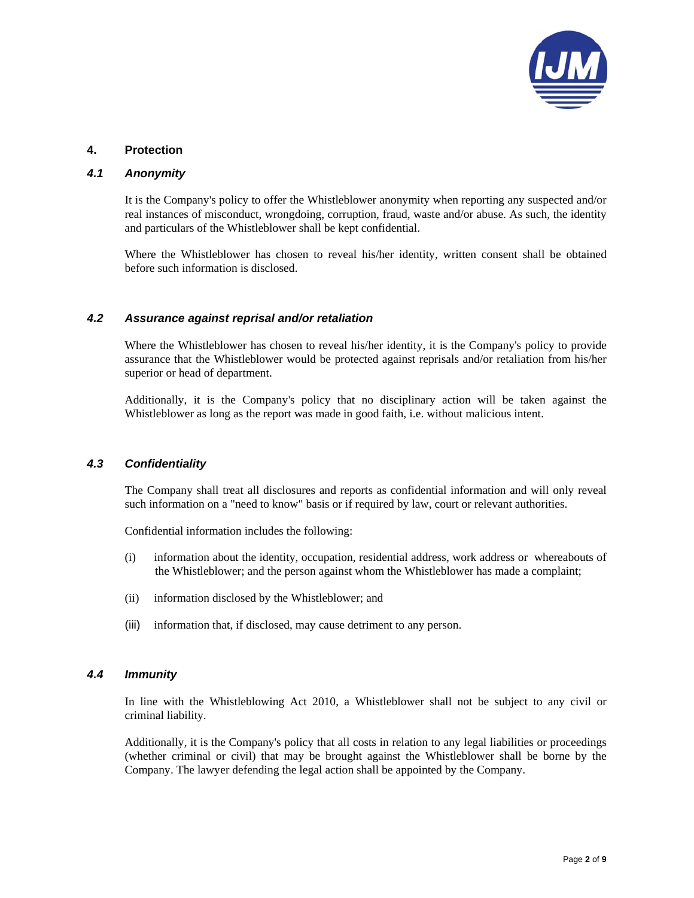## 4. Protection

### *4.1 Anonymity*

It is the Company's policy to offer the Whistleblower anonymity when reporting any suspected and/or real instances of misconduct, wrongdoing, corruption, fraud, waste and/or abuse. As such, the identity and particulars of the Whistleblower shall be kept confidential.

Where the Whistleblower has chosen to reveal his/her identity, written consent shall be obtained before such information is disclosed.

### *4.2 Assurance against reprisal and/or retaliation*

Where the Whistleblower has chosen to reveal his/her identity, it is the Company's policy to provide assurance that the Whistleblower would be protected against reprisals and/or retaliation from his/her superior or head of department.

Additionally, it is the Company's policy that no disciplinary action will be taken against the Whistleblower as long as the report was made in good faith, i.e. without malicious intent.

### *4.3 Confidentiality*

The Company shall treat all disclosures and reports as confidential information and will only reveal such information on a "need to know" basis or if required by law, court or relevant authorities.

Confidential information includes the following:

(i) information about the identity, occupation, residential address, work address or whereabouts of the Whistleblower; and the person against whom the Whistleblower has made a complaint;

(ii) information disclosed by the Whistleblower; and

(iii) information that, if disclosed, may cause detriment to any person.

### *4.4 Immunity*

In line with the Whistleblowing Act 2010, a Whistleblower shall not be subject to any civil or criminal liability.

Additionally, it is the Company's policy that all costs in relation to any legal liabilities or proceedings (whether criminal or civil) that may be brought against the Whistleblower shall be borne by the Company. The lawyer defending the legal action shall be appointed by the Company.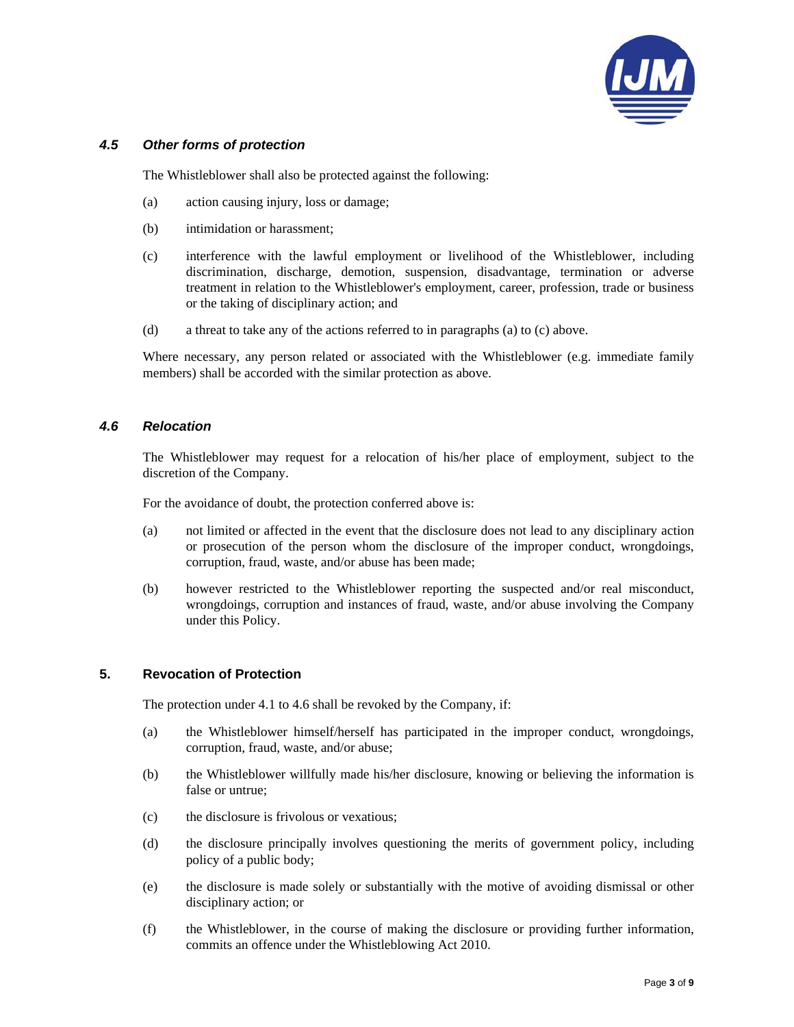### *4.5 Other forms of protection*

The Whistleblower shall also be protected against the following:

(a) action causing injury, loss or damage;

(b) intimidation or harassment;

(c) interference with the lawful employment or livelihood of the Whistleblower, including discrimination, discharge, demotion, suspension, disadvantage, termination or adverse treatment in relation to the Whistleblower's employment, career, profession, trade or business or the taking of disciplinary action; and

(d) a threat to take any of the actions referred to in paragraphs (a) to (c) above.

Where necessary, any person related or associated with the Whistleblower (e.g. immediate family members) shall be accorded with the similar protection as above.

### *4.6 Relocation*

The Whistleblower may request for a relocation of his/her place of employment, subject to the discretion of the Company.

For the avoidance of doubt, the protection conferred above is:

(a) not limited or affected in the event that the disclosure does not lead to any disciplinary action or prosecution of the person whom the disclosure of the improper conduct, wrongdoings, corruption, fraud, waste, and/or abuse has been made;

(b) however restricted to the Whistleblower reporting the suspected and/or real misconduct, wrongdoings, corruption and instances of fraud, waste, and/or abuse involving the Company under this Policy.

## 5. Revocation of Protection

The protection under 4.1 to 4.6 shall be revoked by the Company, if:

(a) the Whistleblower himself/herself has participated in the improper conduct, wrongdoings, corruption, fraud, waste, and/or abuse;

(b) the Whistleblower willfully made his/her disclosure, knowing or believing the information is false or untrue;

(c) the disclosure is frivolous or vexatious;

(d) the disclosure principally involves questioning the merits of government policy, including policy of a public body;

(e) the disclosure is made solely or substantially with the motive of avoiding dismissal or other disciplinary action; or

(f) the Whistleblower, in the course of making the disclosure or providing further information, commits an offence under the Whistleblowing Act 2010.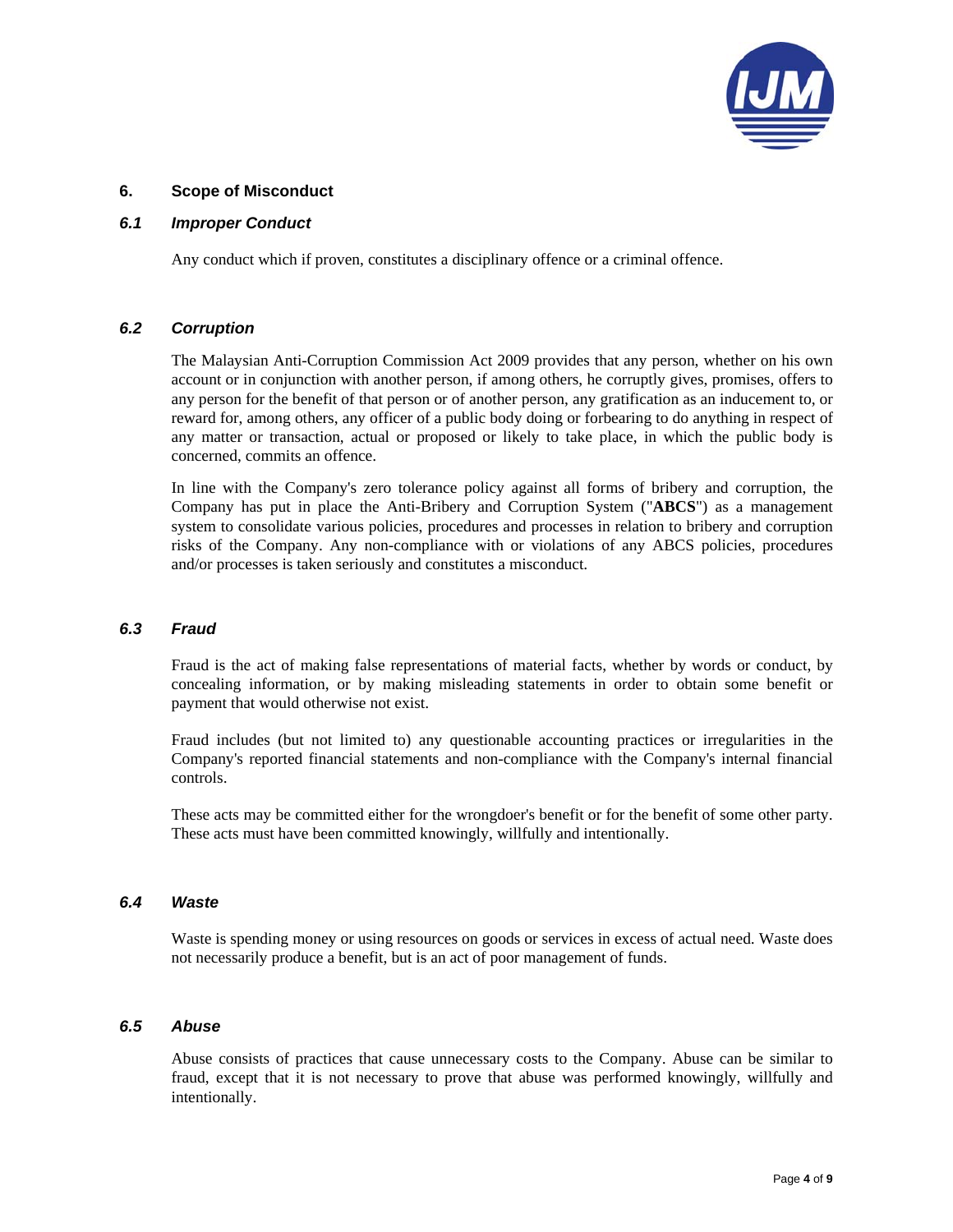## 6. Scope of Misconduct

### *6.1 Improper Conduct*

Any conduct which if proven, constitutes a disciplinary offence or a criminal offence.

### *6.2 Corruption*

The Malaysian Anti-Corruption Commission Act 2009 provides that any person, whether on his own account or in conjunction with another person, if among others, he corruptly gives, promises, offers to any person for the benefit of that person or of another person, any gratification as an inducement to, or reward for, among others, any officer of a public body doing or forbearing to do anything in respect of any matter or transaction, actual or proposed or likely to take place, in which the public body is concerned, commits an offence.

In line with the Company's zero tolerance policy against all forms of bribery and corruption, the Company has put in place the Anti-Bribery and Corruption System ("**ABCS**") as a management system to consolidate various policies, procedures and processes in relation to bribery and corruption risks of the Company. Any non-compliance with or violations of any ABCS policies, procedures and/or processes is taken seriously and constitutes a misconduct.

### *6.3 Fraud*

Fraud is the act of making false representations of material facts, whether by words or conduct, by concealing information, or by making misleading statements in order to obtain some benefit or payment that would otherwise not exist.

Fraud includes (but not limited to) any questionable accounting practices or irregularities in the Company's reported financial statements and non-compliance with the Company's internal financial controls.

These acts may be committed either for the wrongdoer's benefit or for the benefit of some other party. These acts must have been committed knowingly, willfully and intentionally.

### *6.4 Waste*

Waste is spending money or using resources on goods or services in excess of actual need. Waste does not necessarily produce a benefit, but is an act of poor management of funds.

### *6.5 Abuse*

Abuse consists of practices that cause unnecessary costs to the Company. Abuse can be similar to fraud, except that it is not necessary to prove that abuse was performed knowingly, willfully and intentionally.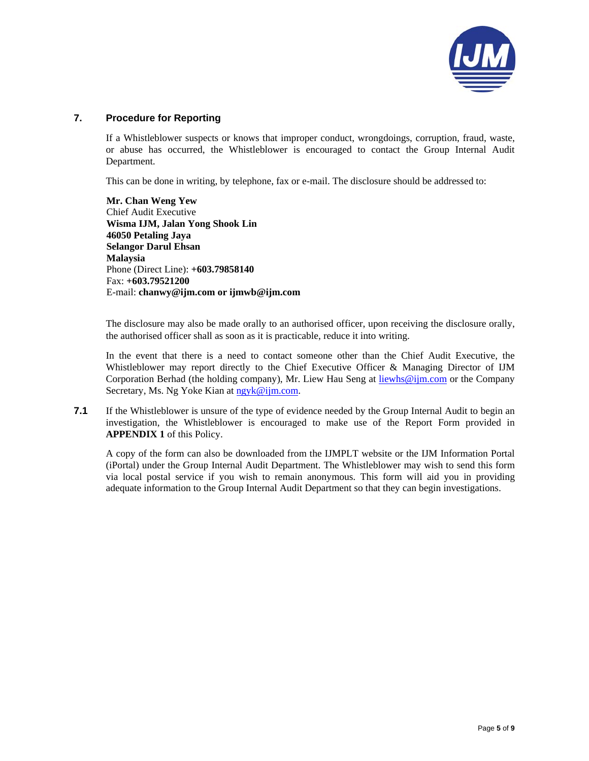## 7. Procedure for Reporting

If a Whistleblower suspects or knows that improper conduct, wrongdoings, corruption, fraud, waste, or abuse has occurred, the Whistleblower is encouraged to contact the Group Internal Audit Department.

This can be done in writing, by telephone, fax or e-mail. The disclosure should be addressed to:

**Mr. Chan Weng Yew**
Chief Audit Executive
**Wisma IJM, Jalan Yong Shook Lin**
**46050 Petaling Jaya**
**Selangor Darul Ehsan**
**Malaysia**
Phone (Direct Line): **+603.79858140**
Fax: **+603.79521200**
E-mail: **chanwy@ijm.com or ijmwb@ijm.com**

The disclosure may also be made orally to an authorised officer, upon receiving the disclosure orally, the authorised officer shall as soon as it is practicable, reduce it into writing.

In the event that there is a need to contact someone other than the Chief Audit Executive, the Whistleblower may report directly to the Chief Executive Officer & Managing Director of IJM Corporation Berhad (the holding company), Mr. Liew Hau Seng at liewhs@ijm.com or the Company Secretary, Ms. Ng Yoke Kian at ngyk@ijm.com.

**7.1** If the Whistleblower is unsure of the type of evidence needed by the Group Internal Audit to begin an investigation, the Whistleblower is encouraged to make use of the Report Form provided in **APPENDIX 1** of this Policy.

A copy of the form can also be downloaded from the IJMPLT website or the IJM Information Portal (iPortal) under the Group Internal Audit Department. The Whistleblower may wish to send this form via local postal service if you wish to remain anonymous. This form will aid you in providing adequate information to the Group Internal Audit Department so that they can begin investigations.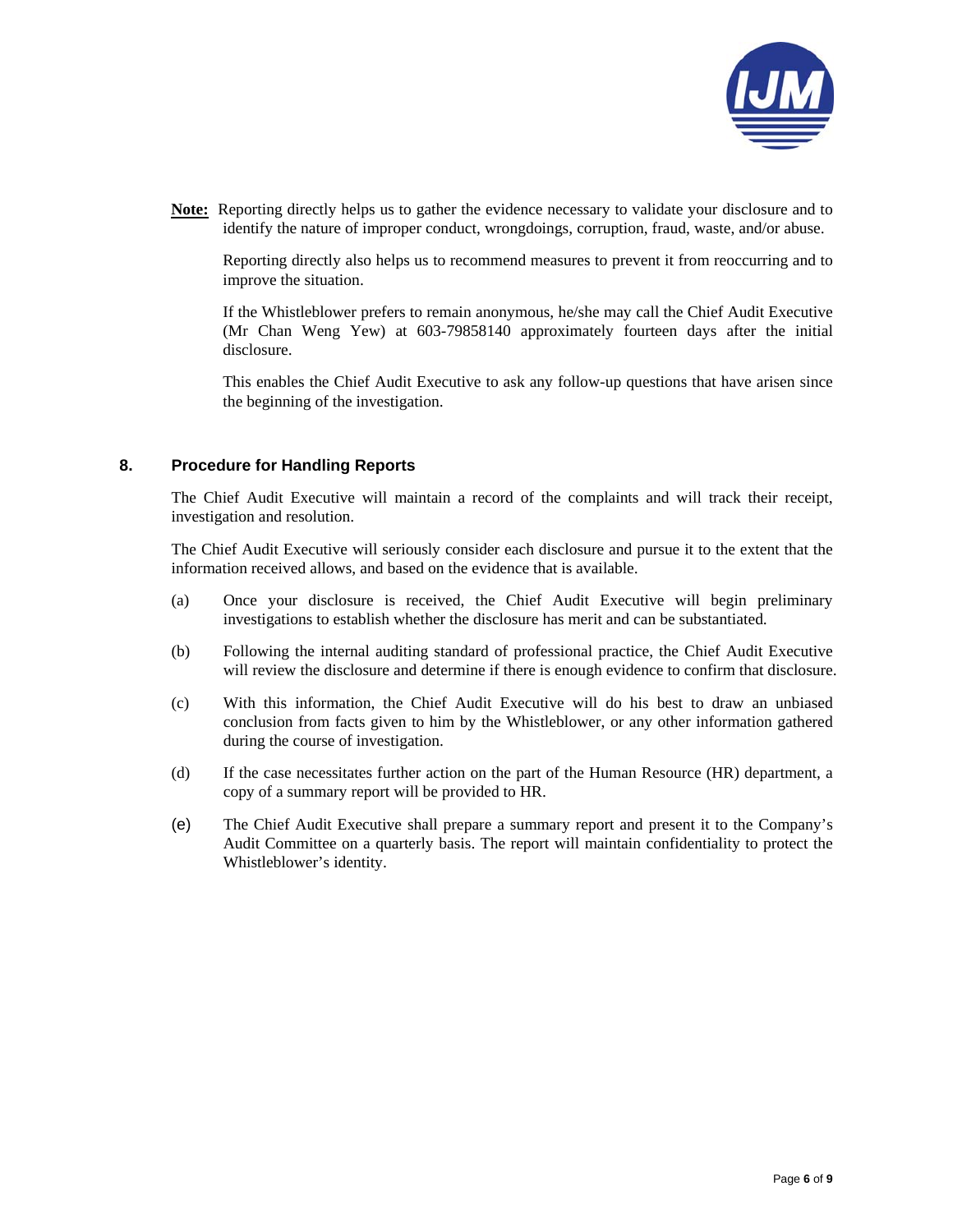**Note:** Reporting directly helps us to gather the evidence necessary to validate your disclosure and to identify the nature of improper conduct, wrongdoings, corruption, fraud, waste, and/or abuse.

Reporting directly also helps us to recommend measures to prevent it from reoccurring and to improve the situation.

If the Whistleblower prefers to remain anonymous, he/she may call the Chief Audit Executive (Mr Chan Weng Yew) at 603-79858140 approximately fourteen days after the initial disclosure.

This enables the Chief Audit Executive to ask any follow-up questions that have arisen since the beginning of the investigation.

## 8. Procedure for Handling Reports

The Chief Audit Executive will maintain a record of the complaints and will track their receipt, investigation and resolution.

The Chief Audit Executive will seriously consider each disclosure and pursue it to the extent that the information received allows, and based on the evidence that is available.

(a) Once your disclosure is received, the Chief Audit Executive will begin preliminary investigations to establish whether the disclosure has merit and can be substantiated.

(b) Following the internal auditing standard of professional practice, the Chief Audit Executive will review the disclosure and determine if there is enough evidence to confirm that disclosure.

(c) With this information, the Chief Audit Executive will do his best to draw an unbiased conclusion from facts given to him by the Whistleblower, or any other information gathered during the course of investigation.

(d) If the case necessitates further action on the part of the Human Resource (HR) department, a copy of a summary report will be provided to HR.

(e) The Chief Audit Executive shall prepare a summary report and present it to the Company's Audit Committee on a quarterly basis. The report will maintain confidentiality to protect the Whistleblower's identity.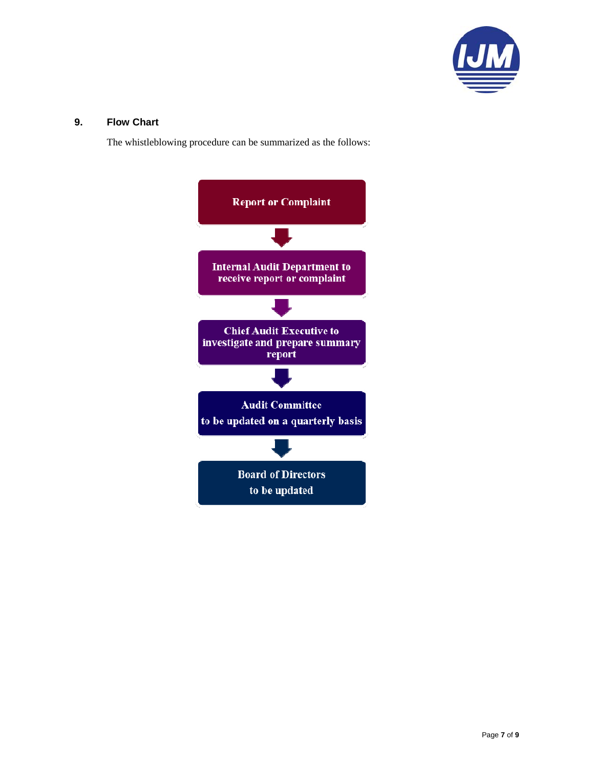## 9. Flow Chart

The whistleblowing procedure can be summarized as the follows:

**Report or Complaint**

↓

**Internal Audit Department to receive report or complaint**

↓

**Chief Audit Executive to investigate and prepare summary report**

↓

**Audit Committee to be updated on a quarterly basis**

↓

**Board of Directors to be updated**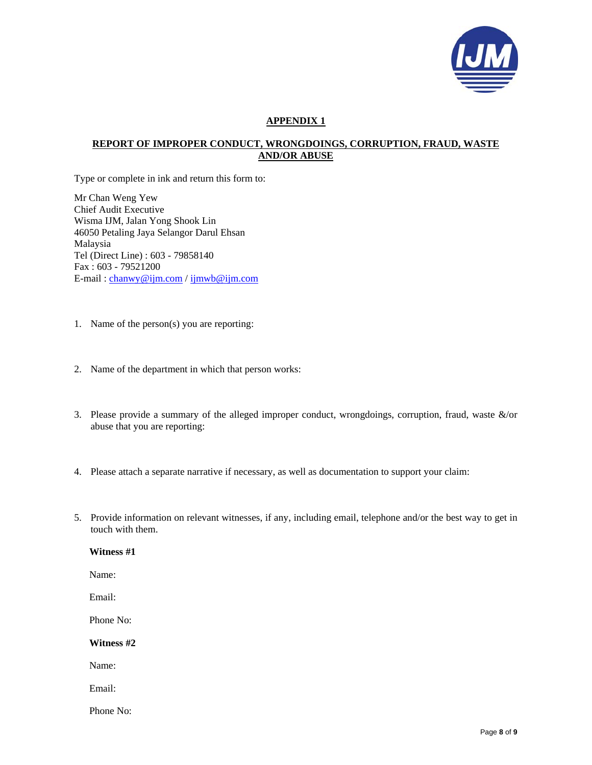## APPENDIX 1

## REPORT OF IMPROPER CONDUCT, WRONGDOINGS, CORRUPTION, FRAUD, WASTE AND/OR ABUSE

Type or complete in ink and return this form to:

Mr Chan Weng Yew  
Chief Audit Executive  
Wisma IJM, Jalan Yong Shook Lin  
46050 Petaling Jaya Selangor Darul Ehsan  
Malaysia  
Tel (Direct Line) : 603 - 79858140  
Fax : 603 - 79521200  
E-mail : chanwy@ijm.com / ijmwb@ijm.com

1. Name of the person(s) you are reporting:

2. Name of the department in which that person works:

3. Please provide a summary of the alleged improper conduct, wrongdoings, corruption, fraud, waste &/or abuse that you are reporting:

4. Please attach a separate narrative if necessary, as well as documentation to support your claim:

5. Provide information on relevant witnesses, if any, including email, telephone and/or the best way to get in touch with them.

   **Witness #1**

   Name:

   Email:

   Phone No:

   **Witness #2**

   Name:

   Email:

   Phone No: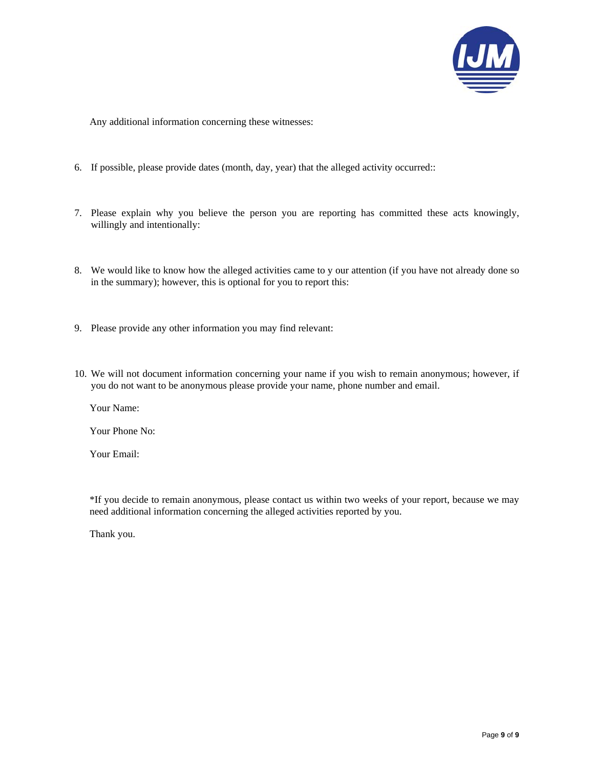Any additional information concerning these witnesses:

6. If possible, please provide dates (month, day, year) that the alleged activity occurred::

7. Please explain why you believe the person you are reporting has committed these acts knowingly, willingly and intentionally:

8. We would like to know how the alleged activities came to y our attention (if you have not already done so in the summary); however, this is optional for you to report this:

9. Please provide any other information you may find relevant:

10. We will not document information concerning your name if you wish to remain anonymous; however, if you do not want to be anonymous please provide your name, phone number and email.

    Your Name:

    Your Phone No:

    Your Email:

*If you decide to remain anonymous, please contact us within two weeks of your report, because we may need additional information concerning the alleged activities reported by you.

Thank you.